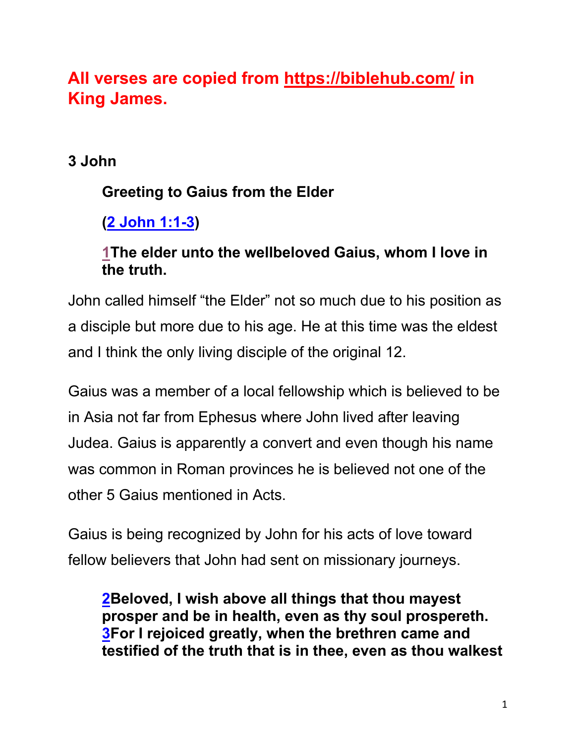## **All verses are copied from https://biblehub.com/ in King James.**

### **3 John**

**Greeting to Gaius from the Elder**

**(2 John 1:1-3)**

**1The elder unto the wellbeloved Gaius, whom I love in the truth.**

John called himself “the Elder” not so much due to his position as a disciple but more due to his age. He at this time was the eldest and I think the only living disciple of the original 12.

Gaius was a member of a local fellowship which is believed to be in Asia not far from Ephesus where John lived after leaving Judea. Gaius is apparently a convert and even though his name was common in Roman provinces he is believed not one of the other 5 Gaius mentioned in Acts.

Gaius is being recognized by John for his acts of love toward fellow believers that John had sent on missionary journeys.

**2Beloved, I wish above all things that thou mayest prosper and be in health, even as thy soul prospereth. 3For I rejoiced greatly, when the brethren came and testified of the truth that is in thee, even as thou walkest**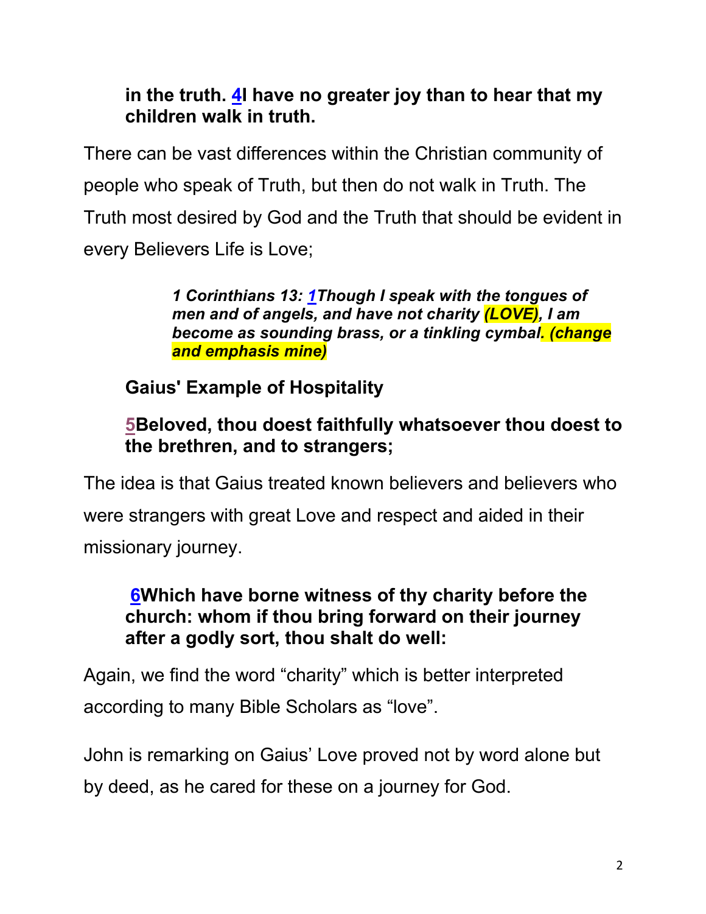**in the truth. 4I have no greater joy than to hear that my children walk in truth.**

There can be vast differences within the Christian community of people who speak of Truth, but then do not walk in Truth. The Truth most desired by God and the Truth that should be evident in every Believers Life is Love;

> ***1 Corinthians 13: 1Though I speak with the tongues of men and of angels, and have not charity (LOVE), I am become as sounding brass, or a tinkling cymbal. (change and emphasis mine)***

**Gaius' Example of Hospitality**

**5Beloved, thou doest faithfully whatsoever thou doest to the brethren, and to strangers;**

The idea is that Gaius treated known believers and believers who were strangers with great Love and respect and aided in their missionary journey.

**6Which have borne witness of thy charity before the church: whom if thou bring forward on their journey after a godly sort, thou shalt do well:**

Again, we find the word "charity" which is better interpreted according to many Bible Scholars as "love".

John is remarking on Gaius' Love proved not by word alone but by deed, as he cared for these on a journey for God.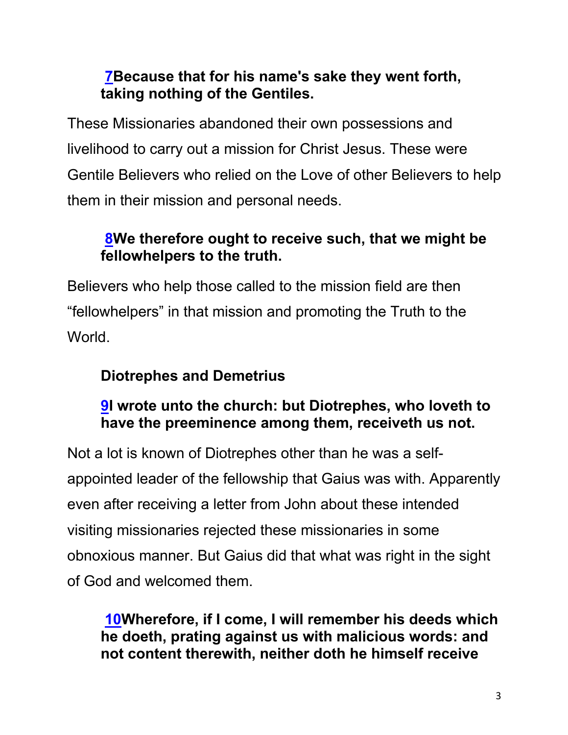**7Because that for his name's sake they went forth, taking nothing of the Gentiles.**

These Missionaries abandoned their own possessions and livelihood to carry out a mission for Christ Jesus. These were Gentile Believers who relied on the Love of other Believers to help them in their mission and personal needs.

**8We therefore ought to receive such, that we might be fellowhelpers to the truth.**

Believers who help those called to the mission field are then “fellowhelpers” in that mission and promoting the Truth to the World.

**Diotrephes and Demetrius**

**9I wrote unto the church: but Diotrephes, who loveth to have the preeminence among them, receiveth us not.**

Not a lot is known of Diotrephes other than he was a self-appointed leader of the fellowship that Gaius was with. Apparently even after receiving a letter from John about these intended visiting missionaries rejected these missionaries in some obnoxious manner. But Gaius did that what was right in the sight of God and welcomed them.

**10Wherefore, if I come, I will remember his deeds which he doeth, prating against us with malicious words: and not content therewith, neither doth he himself receive**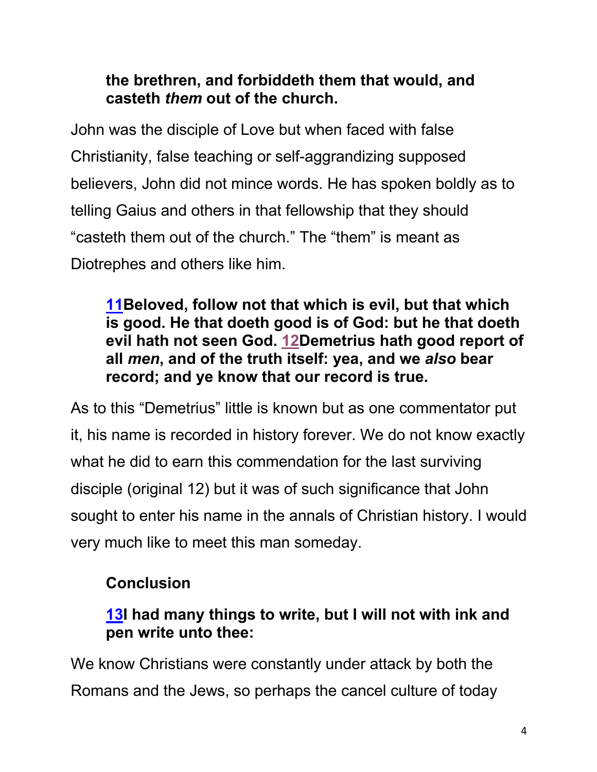**the brethren, and forbiddeth them that would, and casteth *them* out of the church.**

John was the disciple of Love but when faced with false Christianity, false teaching or self-aggrandizing supposed believers, John did not mince words. He has spoken boldly as to telling Gaius and others in that fellowship that they should "casteth them out of the church." The "them" is meant as Diotrephes and others like him.

**11Beloved, follow not that which is evil, but that which is good. He that doeth good is of God: but he that doeth evil hath not seen God. 12Demetrius hath good report of all *men*, and of the truth itself: yea, and we *also* bear record; and ye know that our record is true.**

As to this "Demetrius" little is known but as one commentator put it, his name is recorded in history forever. We do not know exactly what he did to earn this commendation for the last surviving disciple (original 12) but it was of such significance that John sought to enter his name in the annals of Christian history. I would very much like to meet this man someday.

**Conclusion**

**13I had many things to write, but I will not with ink and pen write unto thee:**

We know Christians were constantly under attack by both the Romans and the Jews, so perhaps the cancel culture of today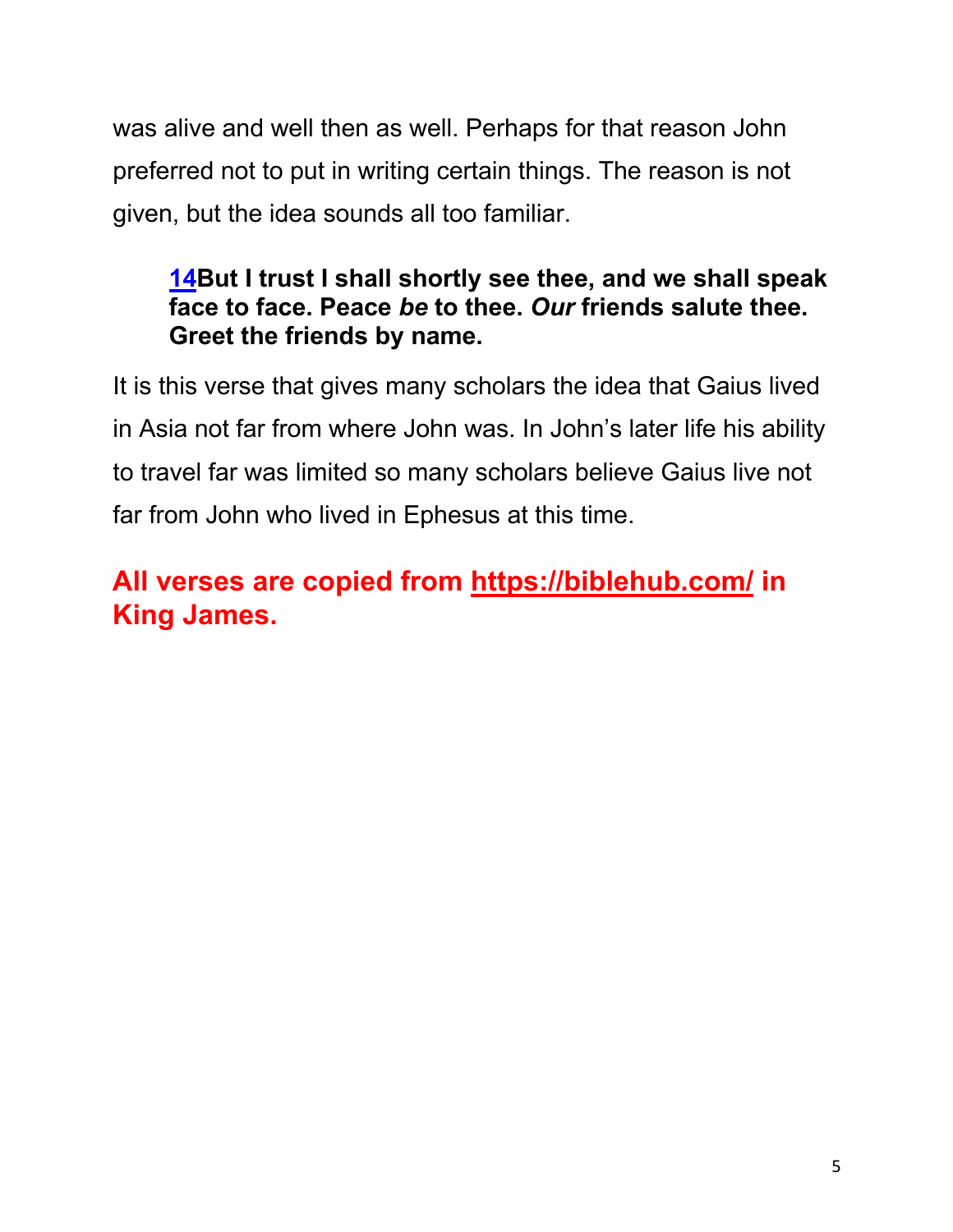was alive and well then as well. Perhaps for that reason John preferred not to put in writing certain things. The reason is not given, but the idea sounds all too familiar.

> **14But I trust I shall shortly see thee, and we shall speak face to face. Peace *be* to thee. *Our* friends salute thee. Greet the friends by name.**

It is this verse that gives many scholars the idea that Gaius lived in Asia not far from where John was. In John's later life his ability to travel far was limited so many scholars believe Gaius live not far from John who lived in Ephesus at this time.

**All verses are copied from https://biblehub.com/ in King James.**